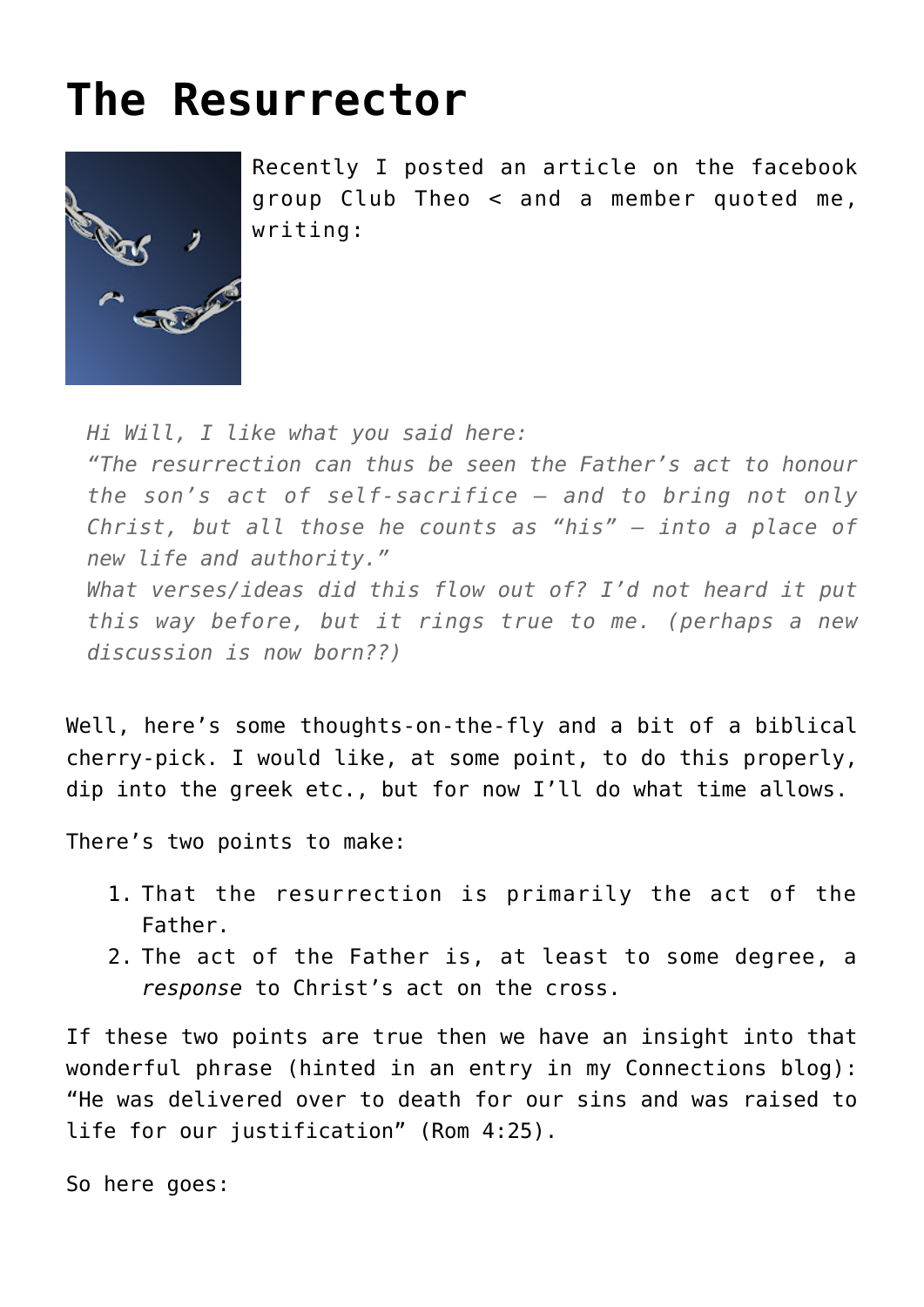# The Resurrector

Recently I posted an article on the facebook group Club Theo < and a member quoted me, writing:

> *Hi Will, I like what you said here:*
> *"The resurrection can thus be seen the Father's act to honour the son's act of self-sacrifice – and to bring not only Christ, but all those he counts as "his" – into a place of new life and authority."*
> *What verses/ideas did this flow out of? I'd not heard it put this way before, but it rings true to me. (perhaps a new discussion is now born??)*

Well, here's some thoughts-on-the-fly and a bit of a biblical cherry-pick. I would like, at some point, to do this properly, dip into the greek etc., but for now I'll do what time allows.

There's two points to make:

1. That the resurrection is primarily the act of the Father.
2. The act of the Father is, at least to some degree, a *response* to Christ's act on the cross.

If these two points are true then we have an insight into that wonderful phrase (hinted in an entry in my Connections blog): "He was delivered over to death for our sins and was raised to life for our justification" (Rom 4:25).

So here goes: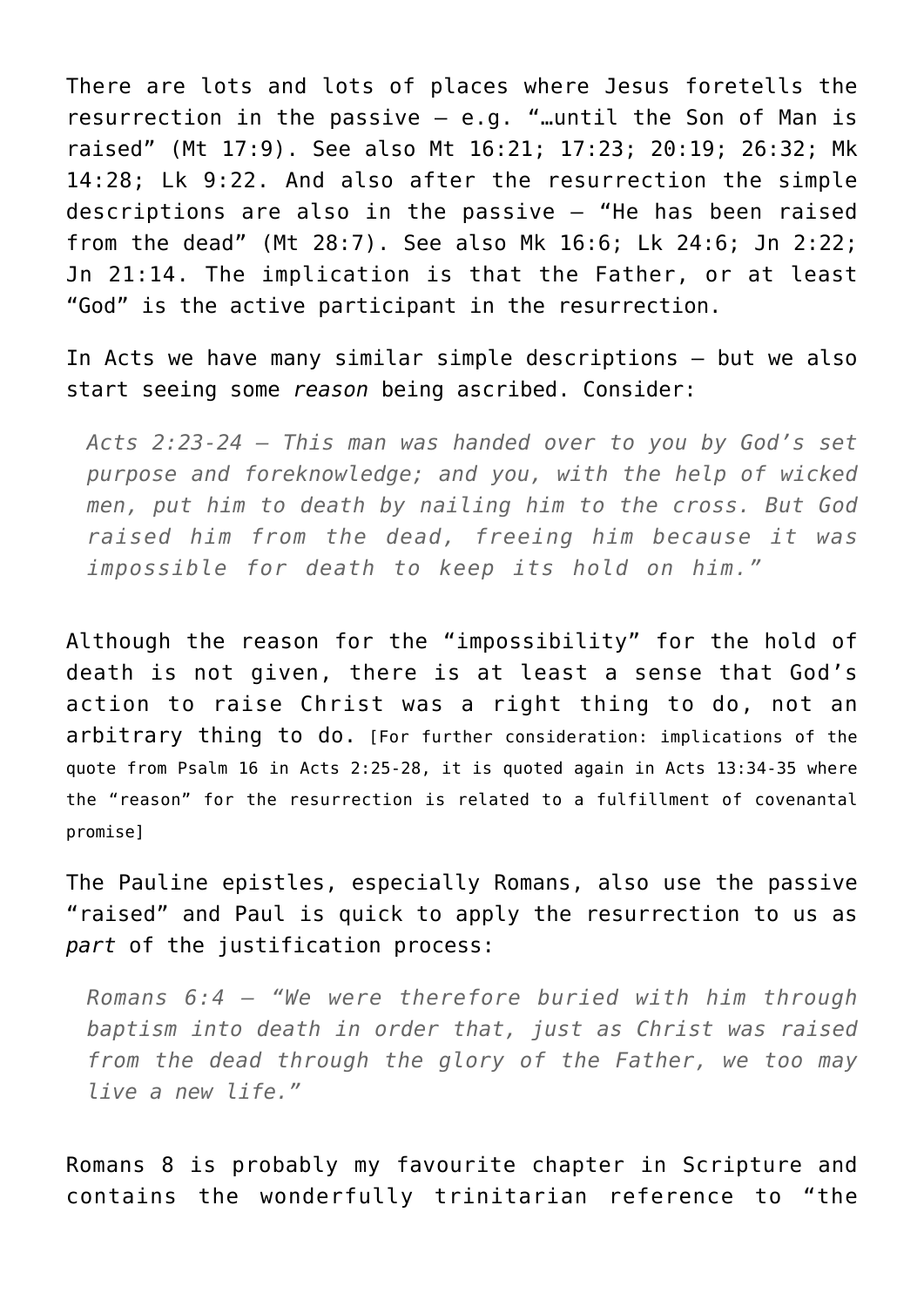There are lots and lots of places where Jesus foretells the resurrection in the passive – e.g. "…until the Son of Man is raised" (Mt 17:9). See also Mt 16:21; 17:23; 20:19; 26:32; Mk 14:28; Lk 9:22. And also after the resurrection the simple descriptions are also in the passive – "He has been raised from the dead" (Mt 28:7). See also Mk 16:6; Lk 24:6; Jn 2:22; Jn 21:14. The implication is that the Father, or at least "God" is the active participant in the resurrection.

In Acts we have many similar simple descriptions – but we also start seeing some *reason* being ascribed. Consider:

> *Acts 2:23-24 – This man was handed over to you by God's set purpose and foreknowledge; and you, with the help of wicked men, put him to death by nailing him to the cross. But God raised him from the dead, freeing him because it was impossible for death to keep its hold on him."*

Although the reason for the "impossibility" for the hold of death is not given, there is at least a sense that God's action to raise Christ was a right thing to do, not an arbitrary thing to do. [For further consideration: implications of the quote from Psalm 16 in Acts 2:25-28, it is quoted again in Acts 13:34-35 where the "reason" for the resurrection is related to a fulfillment of covenantal promise]

The Pauline epistles, especially Romans, also use the passive "raised" and Paul is quick to apply the resurrection to us as *part* of the justification process:

> *Romans 6:4 – "We were therefore buried with him through baptism into death in order that, just as Christ was raised from the dead through the glory of the Father, we too may live a new life."*

Romans 8 is probably my favourite chapter in Scripture and contains the wonderfully trinitarian reference to "the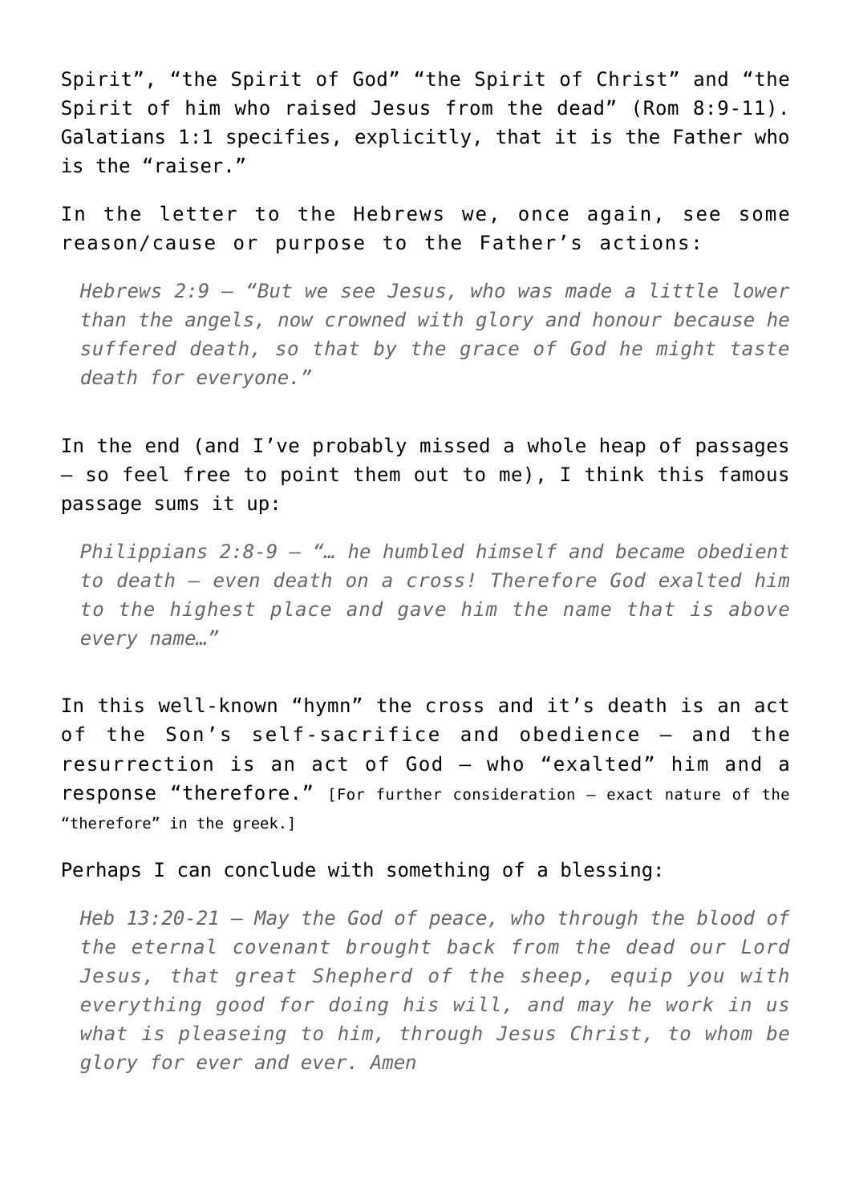Spirit", "the Spirit of God" "the Spirit of Christ" and "the Spirit of him who raised Jesus from the dead" (Rom 8:9-11). Galatians 1:1 specifies, explicitly, that it is the Father who is the "raiser."

In the letter to the Hebrews we, once again, see some reason/cause or purpose to the Father's actions:

> *Hebrews 2:9 – "But we see Jesus, who was made a little lower than the angels, now crowned with glory and honour because he suffered death, so that by the grace of God he might taste death for everyone."*

In the end (and I've probably missed a whole heap of passages – so feel free to point them out to me), I think this famous passage sums it up:

> *Philippians 2:8-9 – "… he humbled himself and became obedient to death – even death on a cross! Therefore God exalted him to the highest place and gave him the name that is above every name…"*

In this well-known "hymn" the cross and it's death is an act of the Son's self-sacrifice and obedience – and the resurrection is an act of God – who "exalted" him and a response "therefore." [For further consideration – exact nature of the "therefore" in the greek.]

Perhaps I can conclude with something of a blessing:

> *Heb 13:20-21 – May the God of peace, who through the blood of the eternal covenant brought back from the dead our Lord Jesus, that great Shepherd of the sheep, equip you with everything good for doing his will, and may he work in us what is pleaseing to him, through Jesus Christ, to whom be glory for ever and ever. Amen*